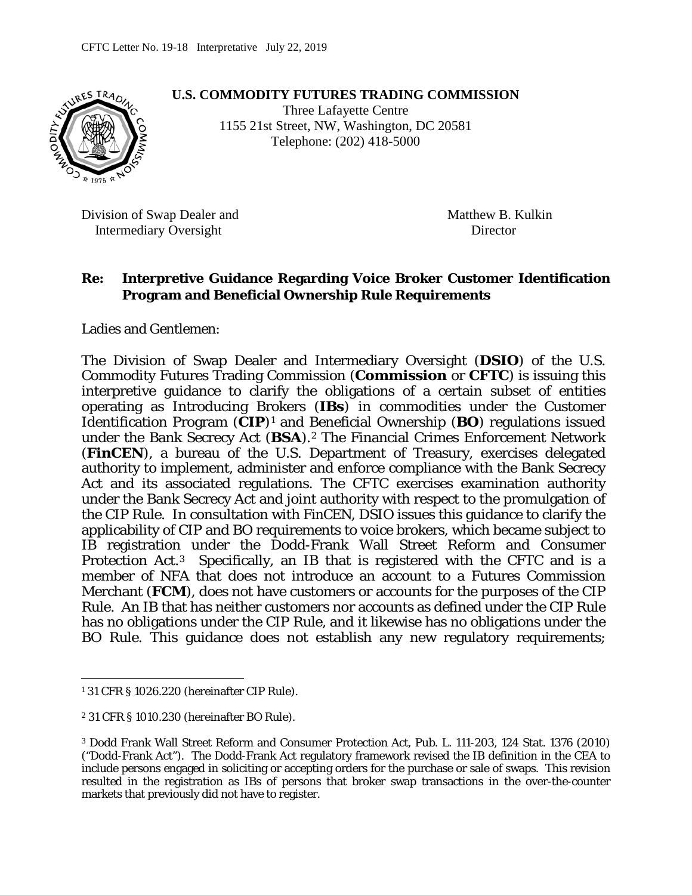CFTC Letter No. 19-18 Interpretative July 22, 2019

**U.S. COMMODITY FUTURES TRADING COMMISSION**

Three Lafayette Centre
1155 21st Street, NW, Washington, DC 20581
Telephone: (202) 418-5000

Division of Swap Dealer and Intermediary Oversight

Matthew B. Kulkin
Director

**Re: Interpretive Guidance Regarding Voice Broker Customer Identification Program and Beneficial Ownership Rule Requirements**

Ladies and Gentlemen:

The Division of Swap Dealer and Intermediary Oversight (**DSIO**) of the U.S. Commodity Futures Trading Commission (**Commission** or **CFTC**) is issuing this interpretive guidance to clarify the obligations of a certain subset of entities operating as Introducing Brokers (**IBs**) in commodities under the Customer Identification Program (**CIP**)[1] and Beneficial Ownership (**BO**) regulations issued under the Bank Secrecy Act (**BSA**).[2] The Financial Crimes Enforcement Network (**FinCEN**), a bureau of the U.S. Department of Treasury, exercises delegated authority to implement, administer and enforce compliance with the Bank Secrecy Act and its associated regulations. The CFTC exercises examination authority under the Bank Secrecy Act and joint authority with respect to the promulgation of the CIP Rule. In consultation with FinCEN, DSIO issues this guidance to clarify the applicability of CIP and BO requirements to voice brokers, which became subject to IB registration under the Dodd-Frank Wall Street Reform and Consumer Protection Act.[3] Specifically, an IB that is registered with the CFTC and is a member of NFA that does not introduce an account to a Futures Commission Merchant (**FCM**), does not have customers or accounts for the purposes of the CIP Rule. An IB that has neither customers nor accounts as defined under the CIP Rule has no obligations under the CIP Rule, and it likewise has no obligations under the BO Rule. This guidance does not establish any new regulatory requirements;

[1] 31 CFR § 1026.220 (hereinafter CIP Rule).

[2] 31 CFR § 1010.230 (hereinafter BO Rule).

[3] Dodd Frank Wall Street Reform and Consumer Protection Act, Pub. L. 111-203, 124 Stat. 1376 (2010) ("Dodd-Frank Act"). The Dodd-Frank Act regulatory framework revised the IB definition in the CEA to include persons engaged in soliciting or accepting orders for the purchase or sale of swaps. This revision resulted in the registration as IBs of persons that broker swap transactions in the over-the-counter markets that previously did not have to register.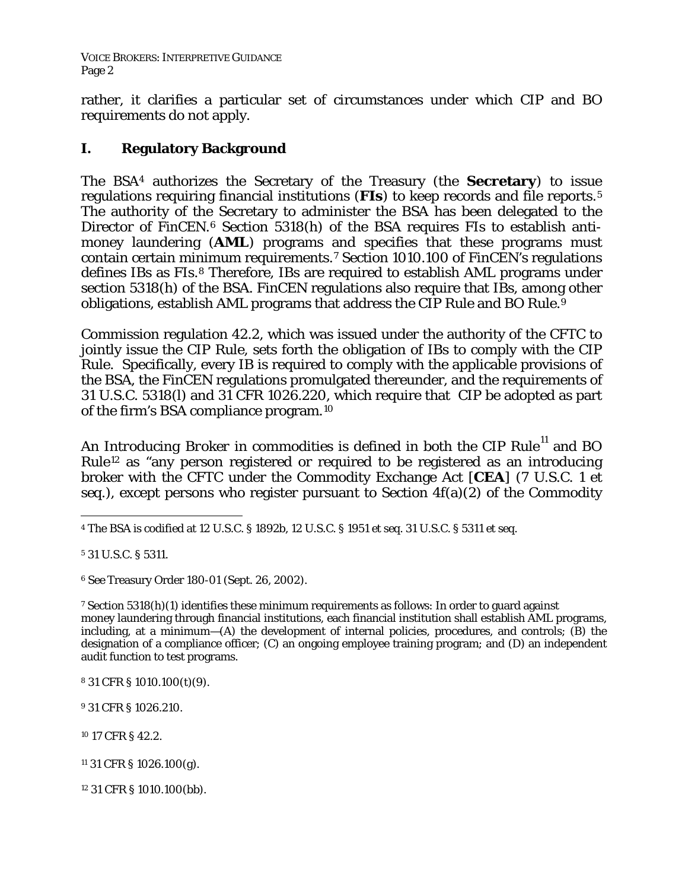rather, it clarifies a particular set of circumstances under which CIP and BO requirements do not apply.

## I. Regulatory Background

The BSA[4] authorizes the Secretary of the Treasury (the **Secretary**) to issue regulations requiring financial institutions (**FIs**) to keep records and file reports.[5] The authority of the Secretary to administer the BSA has been delegated to the Director of FinCEN.[6] Section 5318(h) of the BSA requires FIs to establish anti-money laundering (**AML**) programs and specifies that these programs must contain certain minimum requirements.[7] Section 1010.100 of FinCEN's regulations defines IBs as FIs.[8] Therefore, IBs are required to establish AML programs under section 5318(h) of the BSA. FinCEN regulations also require that IBs, among other obligations, establish AML programs that address the CIP Rule and BO Rule.[9]

Commission regulation 42.2, which was issued under the authority of the CFTC to jointly issue the CIP Rule, sets forth the obligation of IBs to comply with the CIP Rule. Specifically, every IB is required to comply with the applicable provisions of the BSA, the FinCEN regulations promulgated thereunder, and the requirements of 31 U.S.C. 5318(l) and 31 CFR 1026.220, which require that CIP be adopted as part of the firm's BSA compliance program.[10]

An Introducing Broker in commodities is defined in both the CIP Rule[11] and BO Rule[12] as "any person registered or required to be registered as an introducing broker with the CFTC under the Commodity Exchange Act [**CEA**] (7 U.S.C. 1 et seq.), except persons who register pursuant to Section 4f(a)(2) of the Commodity

---

[4] The BSA is codified at 12 U.S.C. § 1892b, 12 U.S.C. § 1951 et seq. 31 U.S.C. § 5311 et seq.

[5] 31 U.S.C. § 5311.

[6] See Treasury Order 180-01 (Sept. 26, 2002).

[7] Section 5318(h)(1) identifies these minimum requirements as follows: In order to guard against money laundering through financial institutions, each financial institution shall establish AML programs, including, at a minimum—(A) the development of internal policies, procedures, and controls; (B) the designation of a compliance officer; (C) an ongoing employee training program; and (D) an independent audit function to test programs.

[8] 31 CFR § 1010.100(t)(9).

[9] 31 CFR § 1026.210.

[10] 17 CFR § 42.2.

[11] 31 CFR § 1026.100(g).

[12] 31 CFR § 1010.100(bb).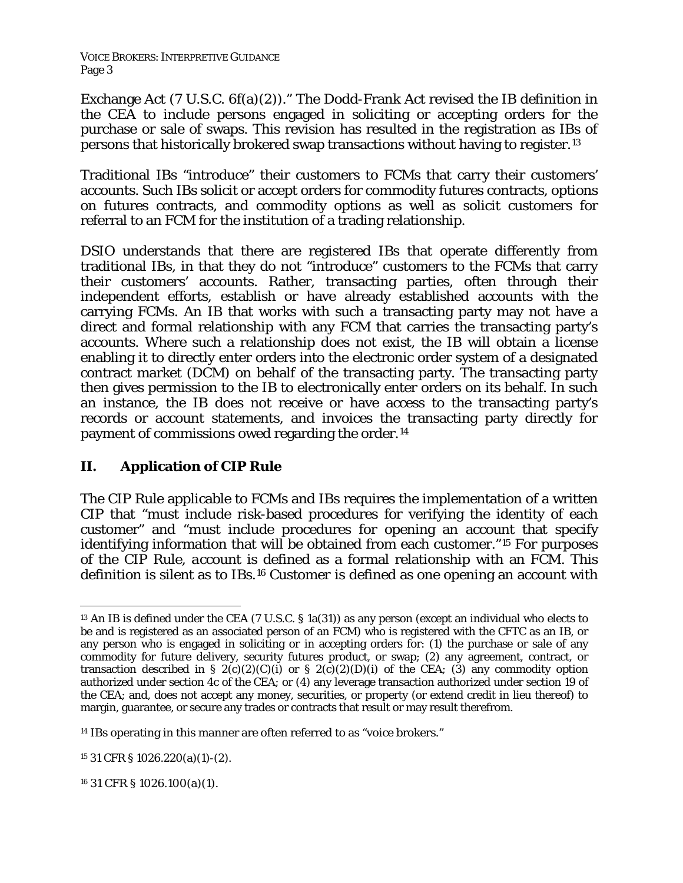Exchange Act (7 U.S.C. 6f(a)(2))." The Dodd-Frank Act revised the IB definition in the CEA to include persons engaged in soliciting or accepting orders for the purchase or sale of swaps. This revision has resulted in the registration as IBs of persons that historically brokered swap transactions without having to register.[13]

Traditional IBs "introduce" their customers to FCMs that carry their customers' accounts. Such IBs solicit or accept orders for commodity futures contracts, options on futures contracts, and commodity options as well as solicit customers for referral to an FCM for the institution of a trading relationship.

DSIO understands that there are registered IBs that operate differently from traditional IBs, in that they do not "introduce" customers to the FCMs that carry their customers' accounts. Rather, transacting parties, often through their independent efforts, establish or have already established accounts with the carrying FCMs. An IB that works with such a transacting party may not have a direct and formal relationship with any FCM that carries the transacting party's accounts. Where such a relationship does not exist, the IB will obtain a license enabling it to directly enter orders into the electronic order system of a designated contract market (DCM) on behalf of the transacting party. The transacting party then gives permission to the IB to electronically enter orders on its behalf. In such an instance, the IB does not receive or have access to the transacting party's records or account statements, and invoices the transacting party directly for payment of commissions owed regarding the order.[14]

## II. Application of CIP Rule

The CIP Rule applicable to FCMs and IBs requires the implementation of a written CIP that "must include risk-based procedures for verifying the identity of each customer" and "must include procedures for opening an account that specify identifying information that will be obtained from each customer."[15] For purposes of the CIP Rule, *account* is defined as a formal relationship with an FCM. This definition is silent as to IBs.[16] Customer is defined as one opening an account with

---

[13] An IB is defined under the CEA (7 U.S.C. § 1a(31)) as any person (except an individual who elects to be and is registered as an associated person of an FCM) who is registered with the CFTC as an IB, or any person who is engaged in soliciting or in accepting orders for: (1) the purchase or sale of any commodity for future delivery, security futures product, or swap; (2) any agreement, contract, or transaction described in § 2(c)(2)(C)(i) or § 2(c)(2)(D)(i) of the CEA; (3) any commodity option authorized under section 4c of the CEA; or (4) any leverage transaction authorized under section 19 of the CEA; and, does not accept any money, securities, or property (or extend credit in lieu thereof) to margin, guarantee, or secure any trades or contracts that result or may result therefrom.

[14] IBs operating in this manner are often referred to as "voice brokers."

[15] 31 CFR § 1026.220(a)(1)-(2).

[16] 31 CFR § 1026.100(a)(1).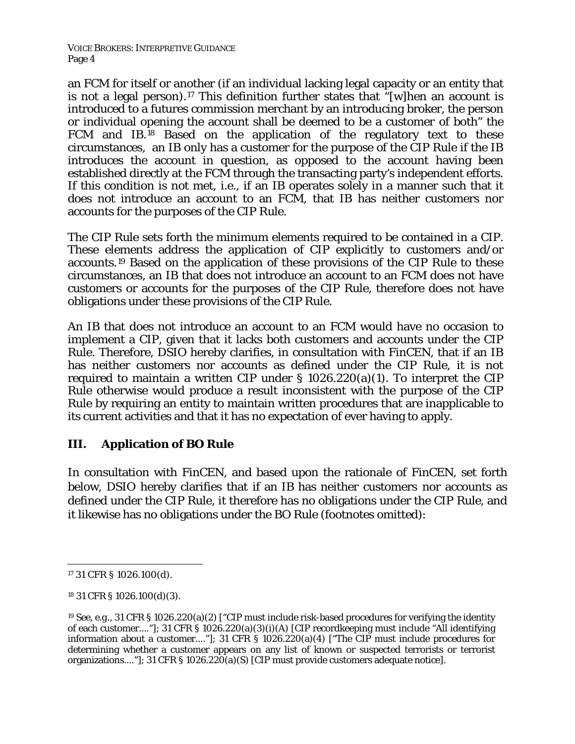an FCM for itself or another (if an individual lacking legal capacity or an entity that is not a legal person).[17] This definition further states that "[w]hen an account is introduced to a futures commission merchant by an introducing broker, the person or individual opening the account shall be deemed to be a customer of both" the FCM and IB.[18] Based on the application of the regulatory text to these circumstances, an IB only has a customer for the purpose of the CIP Rule if the IB introduces the account in question, as opposed to the account having been established directly at the FCM through the transacting party's independent efforts. If this condition is not met, i.e., if an IB operates solely in a manner such that it does not introduce an account to an FCM, that IB has neither customers nor accounts for the purposes of the CIP Rule.

The CIP Rule sets forth the minimum elements required to be contained in a CIP. These elements address the application of CIP explicitly to customers and/or accounts.[19] Based on the application of these provisions of the CIP Rule to these circumstances, an IB that does not introduce an account to an FCM does not have customers or accounts for the purposes of the CIP Rule, therefore does not have obligations under these provisions of the CIP Rule.

An IB that does not introduce an account to an FCM would have no occasion to implement a CIP, given that it lacks both customers and accounts under the CIP Rule. Therefore, DSIO hereby clarifies, in consultation with FinCEN, that if an IB has neither customers nor accounts as defined under the CIP Rule, it is not required to maintain a written CIP under § 1026.220(a)(1). To interpret the CIP Rule otherwise would produce a result inconsistent with the purpose of the CIP Rule by requiring an entity to maintain written procedures that are inapplicable to its current activities and that it has no expectation of ever having to apply.

## III. Application of BO Rule

In consultation with FinCEN, and based upon the rationale of FinCEN, set forth below, DSIO hereby clarifies that if an IB has neither customers nor accounts as defined under the CIP Rule, it therefore has no obligations under the CIP Rule, and it likewise has no obligations under the BO Rule (footnotes omitted):

---

[17] 31 CFR § 1026.100(d).

[18] 31 CFR § 1026.100(d)(3).

[19] See, e.g., 31 CFR § 1026.220(a)(2) ["CIP must include risk-based procedures for verifying the identity of each customer…."]; 31 CFR § 1026.220(a)(3)(i)(A) [CIP recordkeeping must include "All identifying information about a customer…."]; 31 CFR § 1026.220(a)(4) ["The CIP must include procedures for determining whether a customer appears on any list of known or suspected terrorists or terrorist organizations…."]; 31 CFR § 1026.220(a)(S) [CIP must provide customers adequate notice].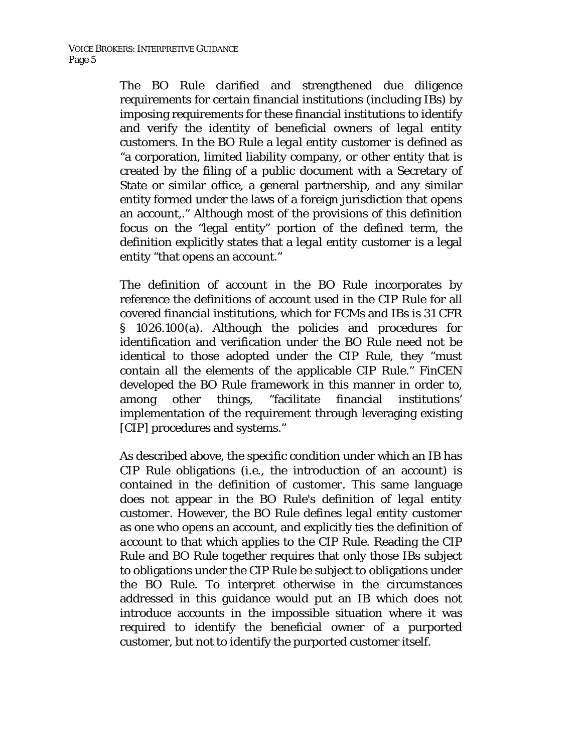The BO Rule clarified and strengthened due diligence requirements for certain financial institutions (including IBs) by imposing requirements for these financial institutions to identify and verify the identity of beneficial owners of *legal entity customers*. In the BO Rule a *legal entity customer* is defined as "a corporation, limited liability company, or other entity that is created by the filing of a public document with a Secretary of State or similar office, a general partnership, and any similar entity formed under the laws of a foreign jurisdiction that opens an account,." Although most of the provisions of this definition focus on the "legal entity" portion of the defined term, the definition explicitly states that a *legal entity customer* is a legal entity "that opens an account."

The definition of account in the BO Rule incorporates by reference the definitions of account used in the CIP Rule for all covered financial institutions, which for FCMs and IBs is 31 CFR § 1026.100(a). Although the policies and procedures for identification and verification under the BO Rule need not be identical to those adopted under the CIP Rule, they "must contain all the elements of the applicable CIP Rule." FinCEN developed the BO Rule framework in this manner in order to, among other things, "facilitate financial institutions' implementation of the requirement through leveraging existing [CIP] procedures and systems."

As described above, the specific condition under which an IB has CIP Rule obligations (i.e., the introduction of an account) is contained in the definition of *customer*. This same language does not appear in the BO Rule's definition of *legal entity customer*. However, the BO Rule defines *legal entity customer* as one who opens an account, and explicitly ties the definition of *account* to that which applies to the CIP Rule. Reading the CIP Rule and BO Rule together requires that only those IBs subject to obligations under the CIP Rule be subject to obligations under the BO Rule. To interpret otherwise in the circumstances addressed in this guidance would put an IB which does not introduce accounts in the impossible situation where it was required to identify the beneficial owner of a purported customer, but not to identify the purported customer itself.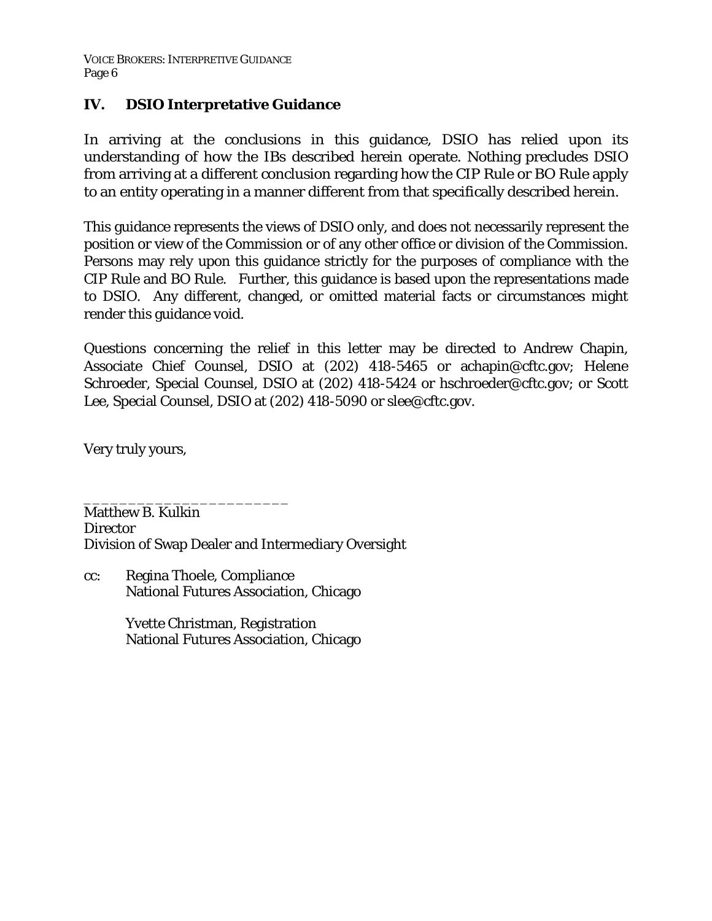## IV. DSIO Interpretative Guidance

In arriving at the conclusions in this guidance, DSIO has relied upon its understanding of how the IBs described herein operate. Nothing precludes DSIO from arriving at a different conclusion regarding how the CIP Rule or BO Rule apply to an entity operating in a manner different from that specifically described herein.

This guidance represents the views of DSIO only, and does not necessarily represent the position or view of the Commission or of any other office or division of the Commission. Persons may rely upon this guidance strictly for the purposes of compliance with the CIP Rule and BO Rule. Further, this guidance is based upon the representations made to DSIO. Any different, changed, or omitted material facts or circumstances might render this guidance void.

Questions concerning the relief in this letter may be directed to Andrew Chapin, Associate Chief Counsel, DSIO at (202) 418-5465 or achapin@cftc.gov; Helene Schroeder, Special Counsel, DSIO at (202) 418-5424 or hschroeder@cftc.gov; or Scott Lee, Special Counsel, DSIO at (202) 418-5090 or slee@cftc.gov.

Very truly yours,

_______________________

Matthew B. Kulkin
Director
Division of Swap Dealer and Intermediary Oversight

cc: Regina Thoele, Compliance
National Futures Association, Chicago

Yvette Christman, Registration
National Futures Association, Chicago